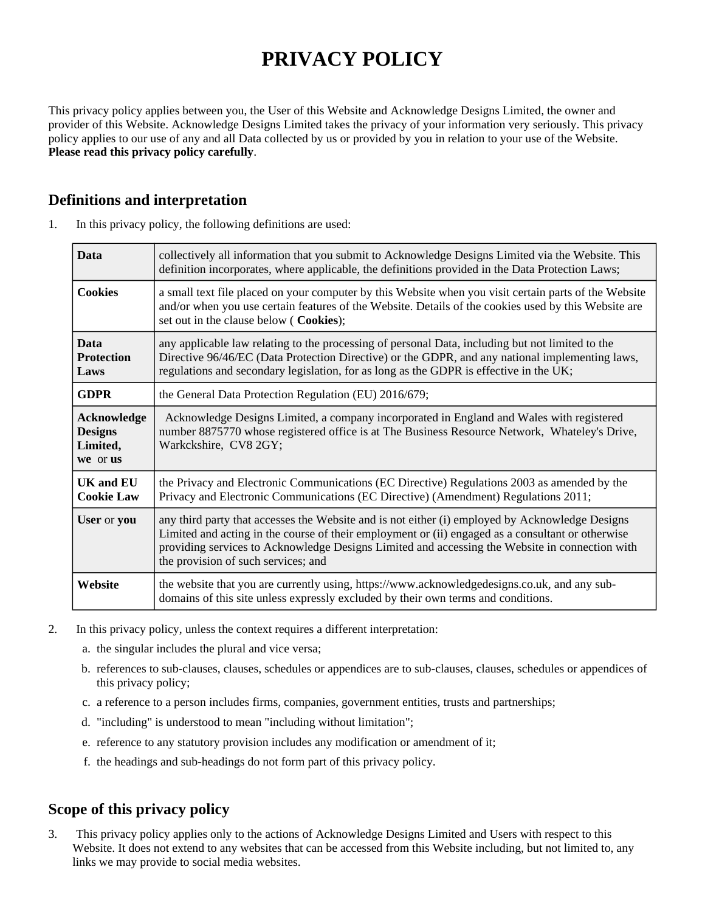# PRIVACY POLICY

This privacy policy applies between you, the User of this Website and Acknowledge Designs Limited, the owner and provider of this Website. Acknowledge Designs Limited takes the privacy of your information very seriously. This privacy policy applies to our use of any and all Data collected by us or provided by you in relation to your use of the Website. **Please read this privacy policy carefully**.

## Definitions and interpretation

1. In this privacy policy, the following definitions are used:

| | |
|---|---|
| **Data** | collectively all information that you submit to Acknowledge Designs Limited via the Website. This definition incorporates, where applicable, the definitions provided in the Data Protection Laws; |
| **Cookies** | a small text file placed on your computer by this Website when you visit certain parts of the Website and/or when you use certain features of the Website. Details of the cookies used by this Website are set out in the clause below ( **Cookies**); |
| **Data Protection Laws** | any applicable law relating to the processing of personal Data, including but not limited to the Directive 96/46/EC (Data Protection Directive) or the GDPR, and any national implementing laws, regulations and secondary legislation, for as long as the GDPR is effective in the UK; |
| **GDPR** | the General Data Protection Regulation (EU) 2016/679; |
| **Acknowledge Designs Limited, we** or **us** | Acknowledge Designs Limited, a company incorporated in England and Wales with registered number 8875770 whose registered office is at The Business Resource Network, Whateley's Drive, Warkckshire, CV8 2GY; |
| **UK and EU Cookie Law** | the Privacy and Electronic Communications (EC Directive) Regulations 2003 as amended by the Privacy and Electronic Communications (EC Directive) (Amendment) Regulations 2011; |
| **User** or **you** | any third party that accesses the Website and is not either (i) employed by Acknowledge Designs Limited and acting in the course of their employment or (ii) engaged as a consultant or otherwise providing services to Acknowledge Designs Limited and accessing the Website in connection with the provision of such services; and |
| **Website** | the website that you are currently using, https://www.acknowledgedesigns.co.uk, and any sub-domains of this site unless expressly excluded by their own terms and conditions. |

2. In this privacy policy, unless the context requires a different interpretation:
   a. the singular includes the plural and vice versa;
   b. references to sub-clauses, clauses, schedules or appendices are to sub-clauses, clauses, schedules or appendices of this privacy policy;
   c. a reference to a person includes firms, companies, government entities, trusts and partnerships;
   d. "including" is understood to mean "including without limitation";
   e. reference to any statutory provision includes any modification or amendment of it;
   f. the headings and sub-headings do not form part of this privacy policy.

## Scope of this privacy policy

3. This privacy policy applies only to the actions of Acknowledge Designs Limited and Users with respect to this Website. It does not extend to any websites that can be accessed from this Website including, but not limited to, any links we may provide to social media websites.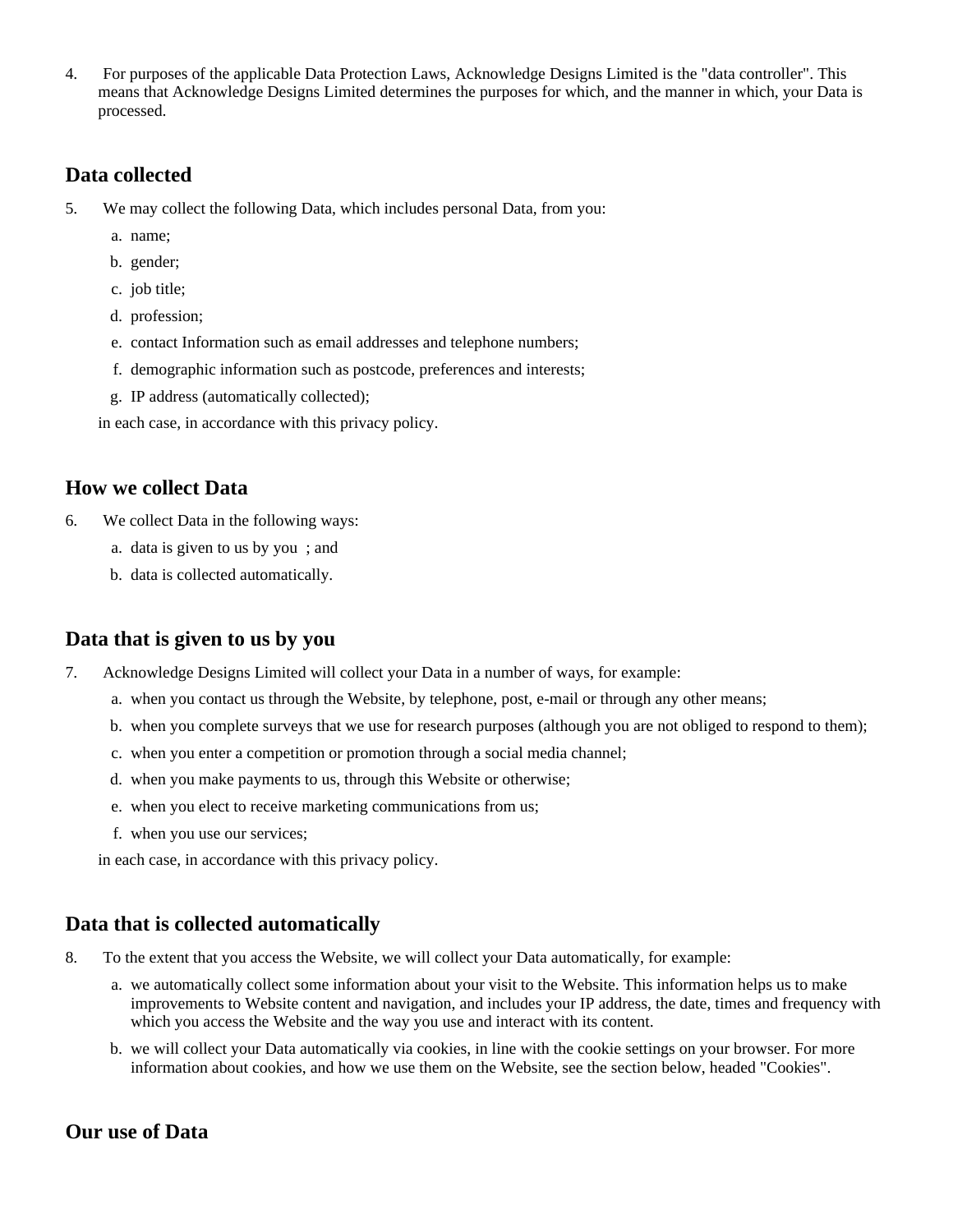4. For purposes of the applicable Data Protection Laws, Acknowledge Designs Limited is the "data controller". This means that Acknowledge Designs Limited determines the purposes for which, and the manner in which, your Data is processed.

## Data collected

5. We may collect the following Data, which includes personal Data, from you:
   a. name;
   b. gender;
   c. job title;
   d. profession;
   e. contact Information such as email addresses and telephone numbers;
   f. demographic information such as postcode, preferences and interests;
   g. IP address (automatically collected);

   in each case, in accordance with this privacy policy.

## How we collect Data

6. We collect Data in the following ways:
   a. data is given to us by you ; and
   b. data is collected automatically.

## Data that is given to us by you

7. Acknowledge Designs Limited will collect your Data in a number of ways, for example:
   a. when you contact us through the Website, by telephone, post, e-mail or through any other means;
   b. when you complete surveys that we use for research purposes (although you are not obliged to respond to them);
   c. when you enter a competition or promotion through a social media channel;
   d. when you make payments to us, through this Website or otherwise;
   e. when you elect to receive marketing communications from us;
   f. when you use our services;

   in each case, in accordance with this privacy policy.

## Data that is collected automatically

8. To the extent that you access the Website, we will collect your Data automatically, for example:
   a. we automatically collect some information about your visit to the Website. This information helps us to make improvements to Website content and navigation, and includes your IP address, the date, times and frequency with which you access the Website and the way you use and interact with its content.
   b. we will collect your Data automatically via cookies, in line with the cookie settings on your browser. For more information about cookies, and how we use them on the Website, see the section below, headed "Cookies".

## Our use of Data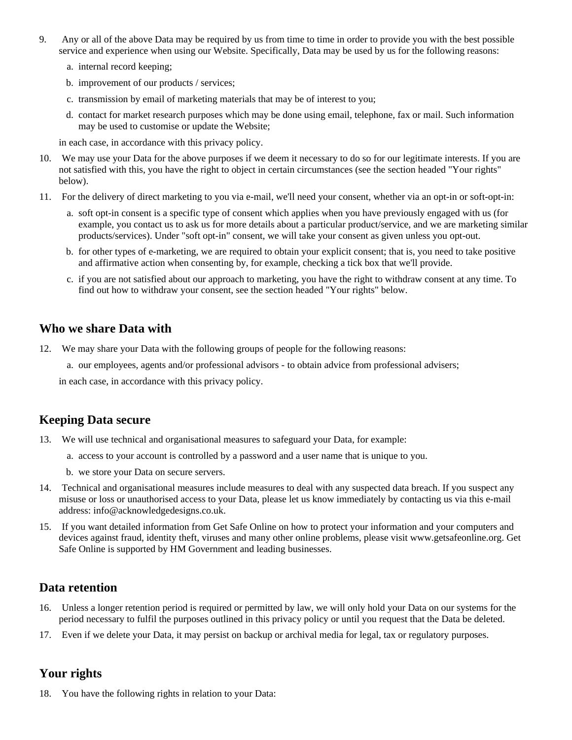9. Any or all of the above Data may be required by us from time to time in order to provide you with the best possible service and experience when using our Website. Specifically, Data may be used by us for the following reasons:

    a. internal record keeping;

    b. improvement of our products / services;

    c. transmission by email of marketing materials that may be of interest to you;

    d. contact for market research purposes which may be done using email, telephone, fax or mail. Such information may be used to customise or update the Website;

    in each case, in accordance with this privacy policy.

10. We may use your Data for the above purposes if we deem it necessary to do so for our legitimate interests. If you are not satisfied with this, you have the right to object in certain circumstances (see the section headed "Your rights" below).

11. For the delivery of direct marketing to you via e-mail, we'll need your consent, whether via an opt-in or soft-opt-in:

    a. soft opt-in consent is a specific type of consent which applies when you have previously engaged with us (for example, you contact us to ask us for more details about a particular product/service, and we are marketing similar products/services). Under "soft opt-in" consent, we will take your consent as given unless you opt-out.

    b. for other types of e-marketing, we are required to obtain your explicit consent; that is, you need to take positive and affirmative action when consenting by, for example, checking a tick box that we'll provide.

    c. if you are not satisfied about our approach to marketing, you have the right to withdraw consent at any time. To find out how to withdraw your consent, see the section headed "Your rights" below.

## Who we share Data with

12. We may share your Data with the following groups of people for the following reasons:

    a. our employees, agents and/or professional advisors - to obtain advice from professional advisers;

    in each case, in accordance with this privacy policy.

## Keeping Data secure

13. We will use technical and organisational measures to safeguard your Data, for example:

    a. access to your account is controlled by a password and a user name that is unique to you.

    b. we store your Data on secure servers.

14. Technical and organisational measures include measures to deal with any suspected data breach. If you suspect any misuse or loss or unauthorised access to your Data, please let us know immediately by contacting us via this e-mail address: info@acknowledgedesigns.co.uk.

15. If you want detailed information from Get Safe Online on how to protect your information and your computers and devices against fraud, identity theft, viruses and many other online problems, please visit www.getsafeonline.org. Get Safe Online is supported by HM Government and leading businesses.

## Data retention

16. Unless a longer retention period is required or permitted by law, we will only hold your Data on our systems for the period necessary to fulfil the purposes outlined in this privacy policy or until you request that the Data be deleted.

17. Even if we delete your Data, it may persist on backup or archival media for legal, tax or regulatory purposes.

## Your rights

18. You have the following rights in relation to your Data: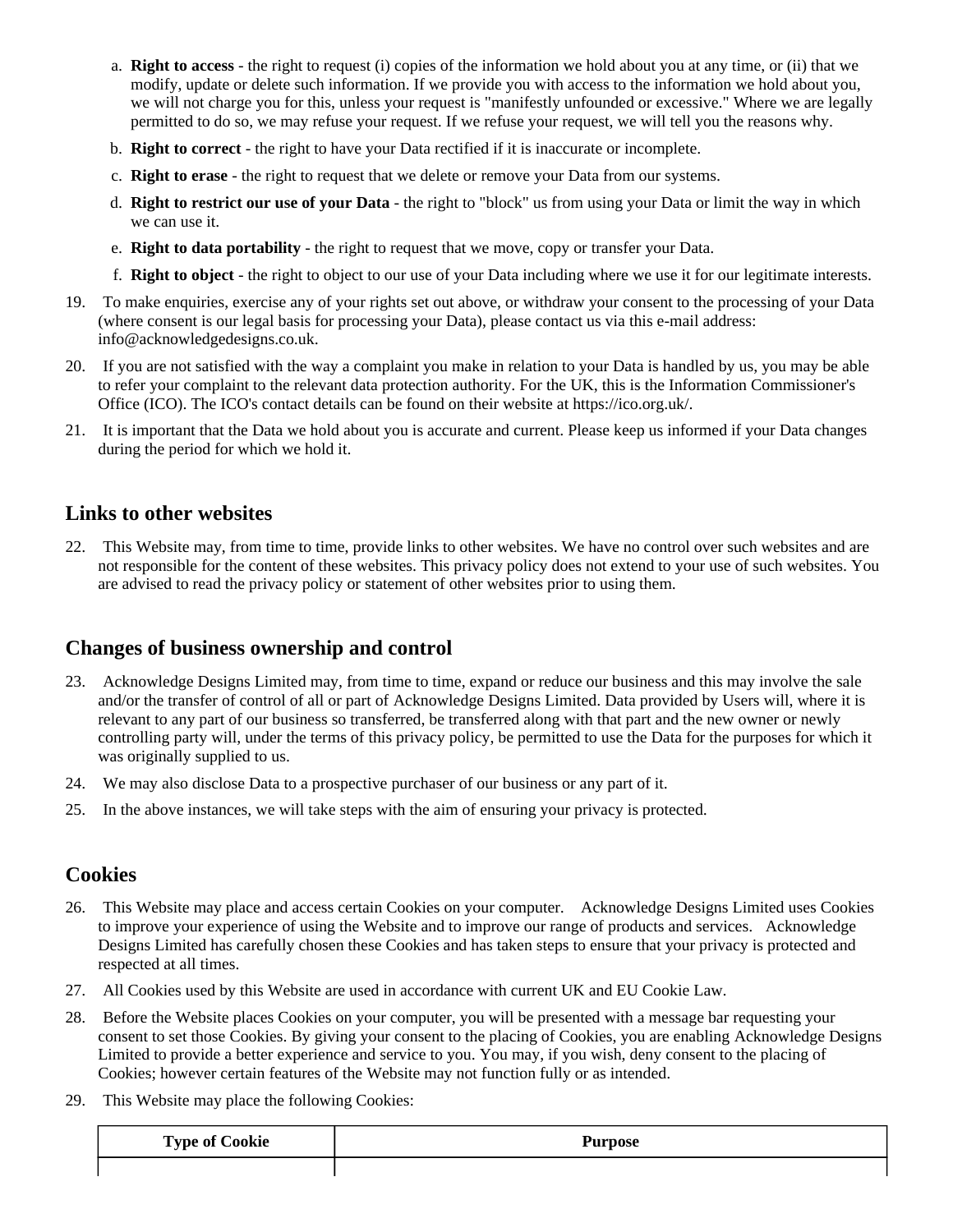a. **Right to access** - the right to request (i) copies of the information we hold about you at any time, or (ii) that we modify, update or delete such information. If we provide you with access to the information we hold about you, we will not charge you for this, unless your request is "manifestly unfounded or excessive." Where we are legally permitted to do so, we may refuse your request. If we refuse your request, we will tell you the reasons why.
b. **Right to correct** - the right to have your Data rectified if it is inaccurate or incomplete.
c. **Right to erase** - the right to request that we delete or remove your Data from our systems.
d. **Right to restrict our use of your Data** - the right to "block" us from using your Data or limit the way in which we can use it.
e. **Right to data portability** - the right to request that we move, copy or transfer your Data.
f. **Right to object** - the right to object to our use of your Data including where we use it for our legitimate interests.

19. To make enquiries, exercise any of your rights set out above, or withdraw your consent to the processing of your Data (where consent is our legal basis for processing your Data), please contact us via this e-mail address: info@acknowledgedesigns.co.uk.
20. If you are not satisfied with the way a complaint you make in relation to your Data is handled by us, you may be able to refer your complaint to the relevant data protection authority. For the UK, this is the Information Commissioner's Office (ICO). The ICO's contact details can be found on their website at https://ico.org.uk/.
21. It is important that the Data we hold about you is accurate and current. Please keep us informed if your Data changes during the period for which we hold it.

## Links to other websites

22. This Website may, from time to time, provide links to other websites. We have no control over such websites and are not responsible for the content of these websites. This privacy policy does not extend to your use of such websites. You are advised to read the privacy policy or statement of other websites prior to using them.

## Changes of business ownership and control

23. Acknowledge Designs Limited may, from time to time, expand or reduce our business and this may involve the sale and/or the transfer of control of all or part of Acknowledge Designs Limited. Data provided by Users will, where it is relevant to any part of our business so transferred, be transferred along with that part and the new owner or newly controlling party will, under the terms of this privacy policy, be permitted to use the Data for the purposes for which it was originally supplied to us.
24. We may also disclose Data to a prospective purchaser of our business or any part of it.
25. In the above instances, we will take steps with the aim of ensuring your privacy is protected.

## Cookies

26. This Website may place and access certain Cookies on your computer. Acknowledge Designs Limited uses Cookies to improve your experience of using the Website and to improve our range of products and services. Acknowledge Designs Limited has carefully chosen these Cookies and has taken steps to ensure that your privacy is protected and respected at all times.
27. All Cookies used by this Website are used in accordance with current UK and EU Cookie Law.
28. Before the Website places Cookies on your computer, you will be presented with a message bar requesting your consent to set those Cookies. By giving your consent to the placing of Cookies, you are enabling Acknowledge Designs Limited to provide a better experience and service to you. You may, if you wish, deny consent to the placing of Cookies; however certain features of the Website may not function fully or as intended.
29. This Website may place the following Cookies:

| Type of Cookie | Purpose |
|---|---|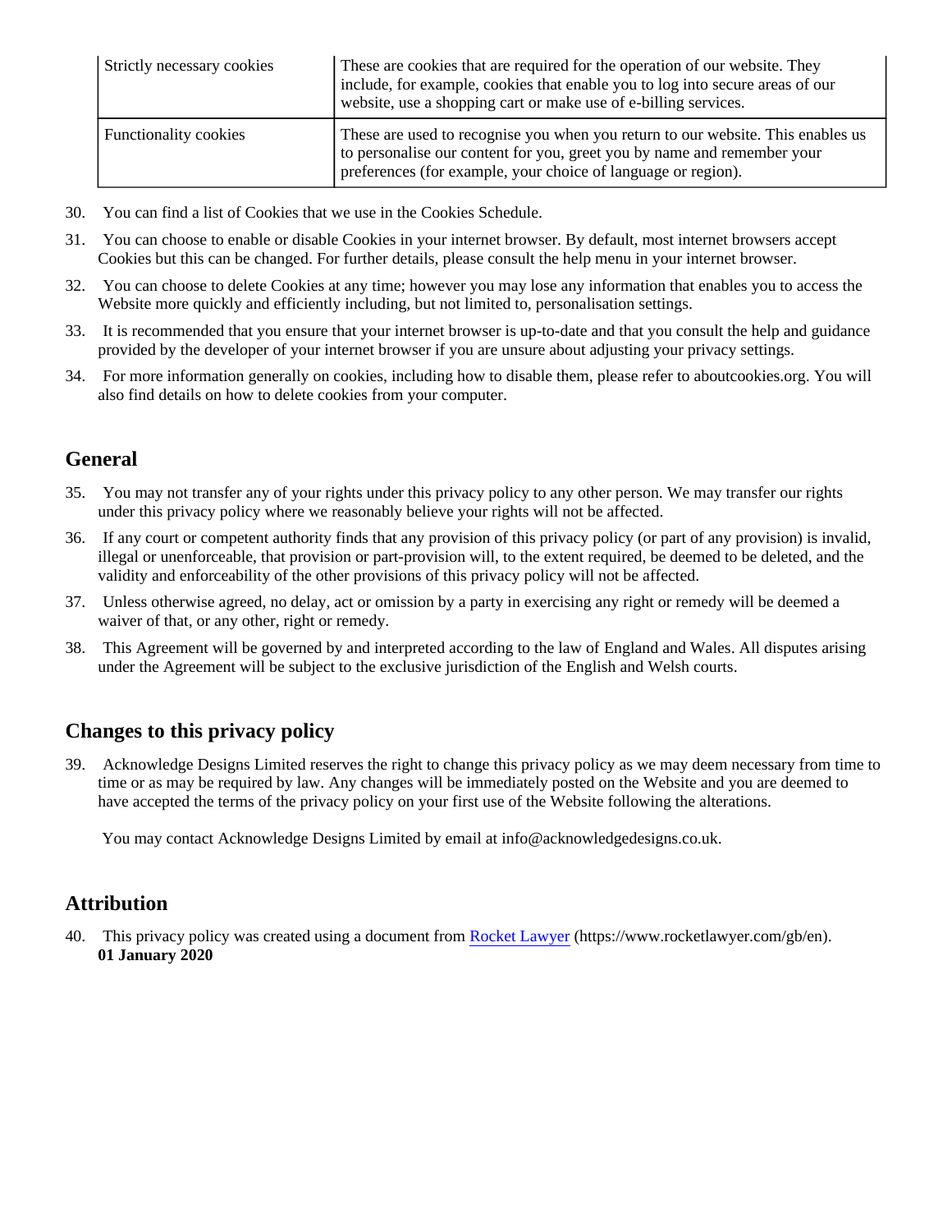| Strictly necessary cookies | These are cookies that are required for the operation of our website. They include, for example, cookies that enable you to log into secure areas of our website, use a shopping cart or make use of e-billing services. |
| --- | --- |
| Functionality cookies | These are used to recognise you when you return to our website. This enables us to personalise our content for you, greet you by name and remember your preferences (for example, your choice of language or region). |

30. You can find a list of Cookies that we use in the Cookies Schedule.
31. You can choose to enable or disable Cookies in your internet browser. By default, most internet browsers accept Cookies but this can be changed. For further details, please consult the help menu in your internet browser.
32. You can choose to delete Cookies at any time; however you may lose any information that enables you to access the Website more quickly and efficiently including, but not limited to, personalisation settings.
33. It is recommended that you ensure that your internet browser is up-to-date and that you consult the help and guidance provided by the developer of your internet browser if you are unsure about adjusting your privacy settings.
34. For more information generally on cookies, including how to disable them, please refer to aboutcookies.org. You will also find details on how to delete cookies from your computer.

## General

35. You may not transfer any of your rights under this privacy policy to any other person. We may transfer our rights under this privacy policy where we reasonably believe your rights will not be affected.
36. If any court or competent authority finds that any provision of this privacy policy (or part of any provision) is invalid, illegal or unenforceable, that provision or part-provision will, to the extent required, be deemed to be deleted, and the validity and enforceability of the other provisions of this privacy policy will not be affected.
37. Unless otherwise agreed, no delay, act or omission by a party in exercising any right or remedy will be deemed a waiver of that, or any other, right or remedy.
38. This Agreement will be governed by and interpreted according to the law of England and Wales. All disputes arising under the Agreement will be subject to the exclusive jurisdiction of the English and Welsh courts.

## Changes to this privacy policy

39. Acknowledge Designs Limited reserves the right to change this privacy policy as we may deem necessary from time to time or as may be required by law. Any changes will be immediately posted on the Website and you are deemed to have accepted the terms of the privacy policy on your first use of the Website following the alterations.

You may contact Acknowledge Designs Limited by email at info@acknowledgedesigns.co.uk.

## Attribution

40. This privacy policy was created using a document from [Rocket Lawyer](https://www.rocketlawyer.com/gb/en) (https://www.rocketlawyer.com/gb/en).
**01 January 2020**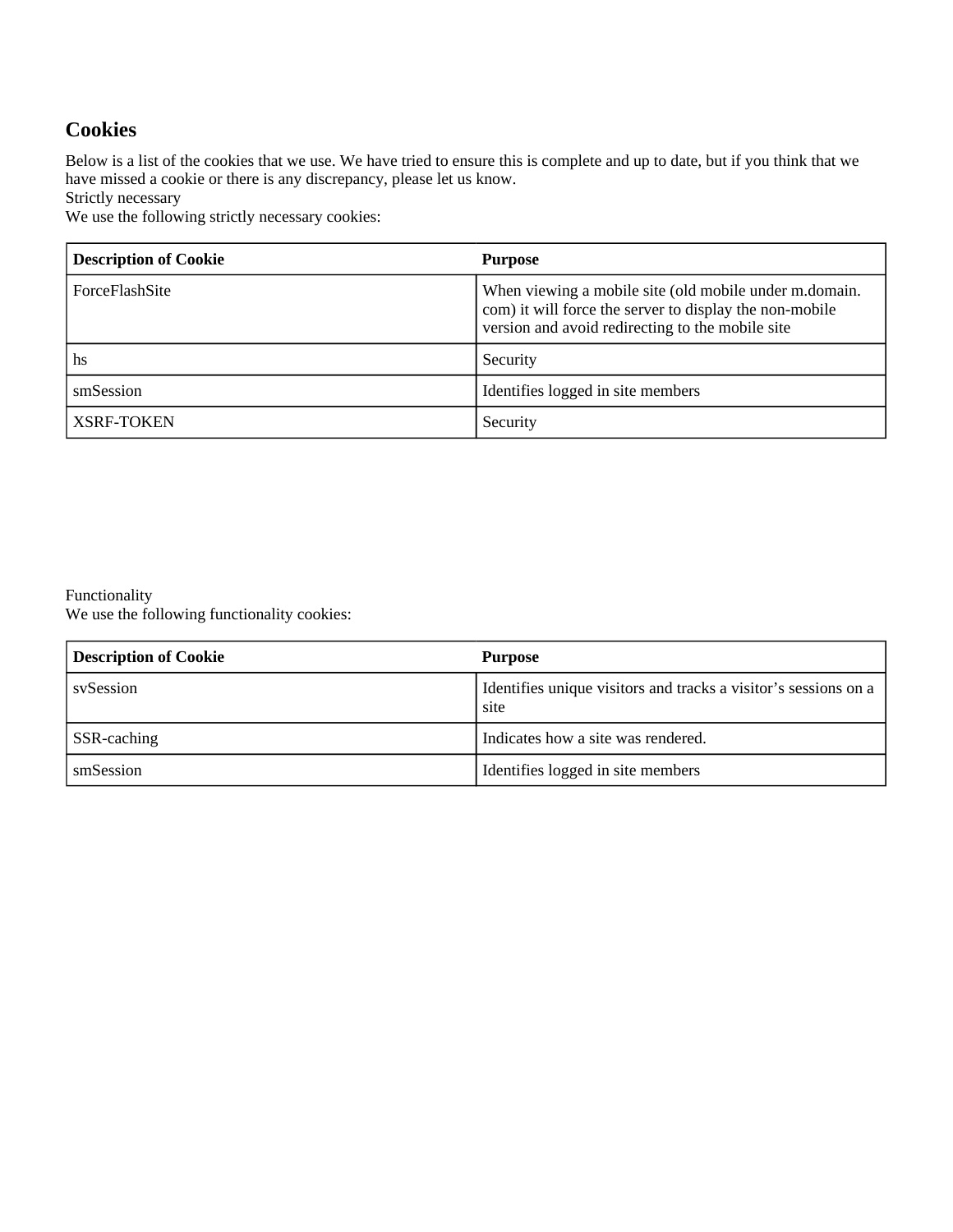## Cookies

Below is a list of the cookies that we use. We have tried to ensure this is complete and up to date, but if you think that we have missed a cookie or there is any discrepancy, please let us know.

Strictly necessary

We use the following strictly necessary cookies:

| Description of Cookie | Purpose |
|---|---|
| ForceFlashSite | When viewing a mobile site (old mobile under m.domain.com) it will force the server to display the non-mobile version and avoid redirecting to the mobile site |
| hs | Security |
| smSession | Identifies logged in site members |
| XSRF-TOKEN | Security |

Functionality

We use the following functionality cookies:

| Description of Cookie | Purpose |
|---|---|
| svSession | Identifies unique visitors and tracks a visitor's sessions on a site |
| SSR-caching | Indicates how a site was rendered. |
| smSession | Identifies logged in site members |